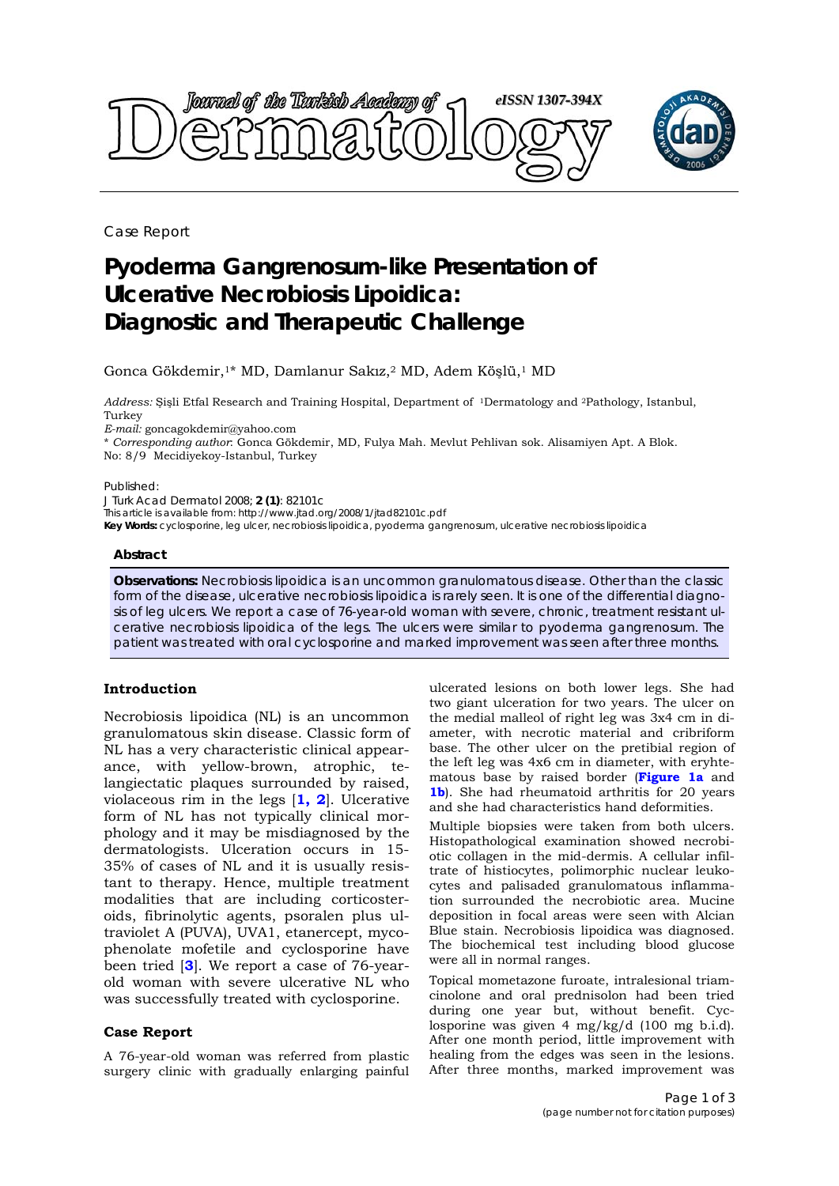Case Report

# Pyoderma Gangrenosum-like Presentation of Ulcerative Necrobiosis Lipoidica: Diagnostic and Therapeutic Challenge

Gonca Gökdemir,[1]* MD, Damlanur Sakız,[2] MD, Adem Köşlü,[1] MD

*Address:* Şişli Etfal Research and Training Hospital, Department of [1]Dermatology and [2]Pathology, Istanbul, Turkey

*E-mail:* goncagokdemir@yahoo.com

* *Corresponding author*: Gonca Gökdemir, MD, Fulya Mah. Mevlut Pehlivan sok. Alisamiyen Apt. A Blok. No: 8/9 Mecidiyekoy-Istanbul, Turkey

Published:

J Turk Acad Dermatol 2008; **2 (1)**: 82101c

This article is available from: http://www.jtad.org/2008/1/jtad82101c.pdf

**Key Words:** cyclosporine, leg ulcer, necrobiosis lipoidica, pyoderma gangrenosum, ulcerative necrobiosis lipoidica

## Abstract

**Observations:** Necrobiosis lipoidica is an uncommon granulomatous disease. Other than the classic form of the disease, ulcerative necrobiosis lipoidica is rarely seen. It is one of the differential diagnosis of leg ulcers. We report a case of 76-year-old woman with severe, chronic, treatment resistant ulcerative necrobiosis lipoidica of the legs. The ulcers were similar to pyoderma gangrenosum. The patient was treated with oral cyclosporine and marked improvement was seen after three months.

### Introduction

Necrobiosis lipoidica (NL) is an uncommon granulomatous skin disease. Classic form of NL has a very characteristic clinical appearance, with yellow-brown, atrophic, telangiectatic plaques surrounded by raised, violaceous rim in the legs [**1, 2**]. Ulcerative form of NL has not typically clinical morphology and it may be misdiagnosed by the dermatologists. Ulceration occurs in 15-35% of cases of NL and it is usually resistant to therapy. Hence, multiple treatment modalities that are including corticosteroids, fibrinolytic agents, psoralen plus ultraviolet A (PUVA), UVA1, etanercept, mycophenolate mofetile and cyclosporine have been tried [**3**]. We report a case of 76-year-old woman with severe ulcerative NL who was successfully treated with cyclosporine.

### Case Report

A 76-year-old woman was referred from plastic surgery clinic with gradually enlarging painful ulcerated lesions on both lower legs. She had two giant ulceration for two years. The ulcer on the medial malleol of right leg was 3x4 cm in diameter, with necrotic material and cribriform base. The other ulcer on the pretibial region of the left leg was 4x6 cm in diameter, with eryhtematous base by raised border (**Figure 1a** and **1b**). She had rheumatoid arthritis for 20 years and she had characteristics hand deformities.

Multiple biopsies were taken from both ulcers. Histopathological examination showed necrobiotic collagen in the mid-dermis. A cellular infiltrate of histiocytes, polimorphic nuclear leukocytes and palisaded granulomatous inflammation surrounded the necrobiotic area. Mucine deposition in focal areas were seen with Alcian Blue stain. Necrobiosis lipoidica was diagnosed. The biochemical test including blood glucose were all in normal ranges.

Topical mometazone furoate, intralesional triamcinolone and oral prednisolon had been tried during one year but, without benefit. Cyclosporine was given 4 mg/kg/d (100 mg b.i.d). After one month period, little improvement with healing from the edges was seen in the lesions. After three months, marked improvement was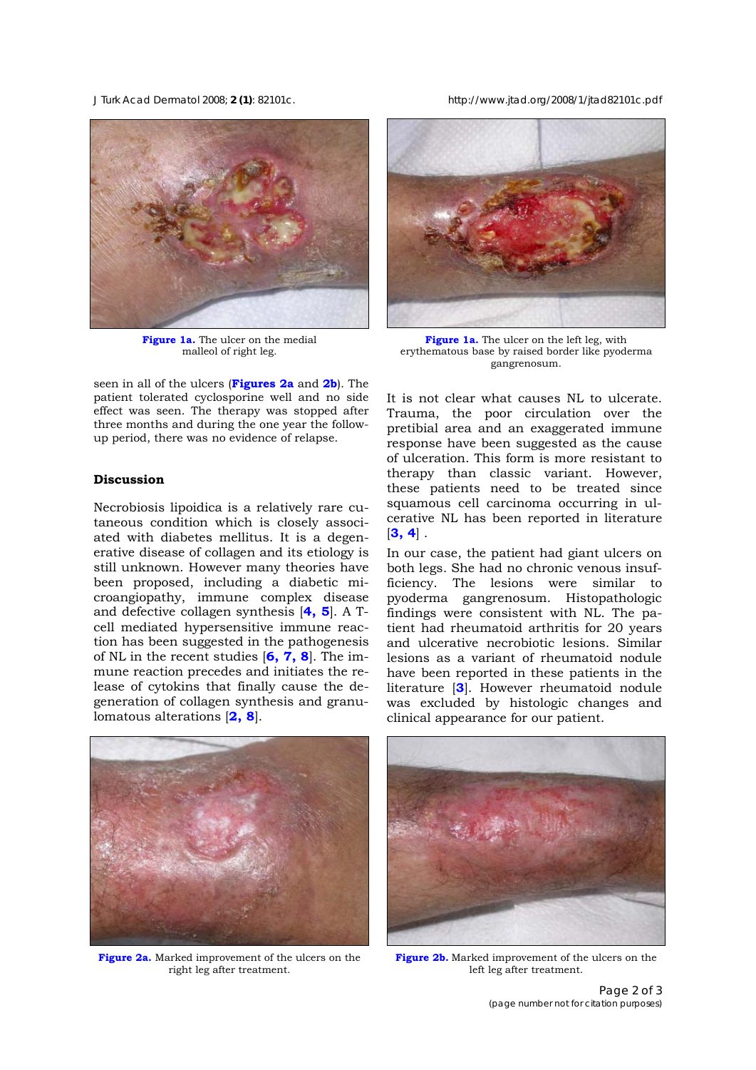Figure 1a. The ulcer on the medial malleol of right leg.

Figure 1a. The ulcer on the left leg, with erythematous base by raised border like pyoderma gangrenosum.

seen in all of the ulcers (Figures 2a and 2b). The patient tolerated cyclosporine well and no side effect was seen. The therapy was stopped after three months and during the one year the follow-up period, there was no evidence of relapse.

## Discussion

Necrobiosis lipoidica is a relatively rare cutaneous condition which is closely associated with diabetes mellitus. It is a degenerative disease of collagen and its etiology is still unknown. However many theories have been proposed, including a diabetic microangiopathy, immune complex disease and defective collagen synthesis [4, 5]. A T-cell mediated hypersensitive immune reaction has been suggested in the pathogenesis of NL in the recent studies [6, 7, 8]. The immune reaction precedes and initiates the release of cytokins that finally cause the degeneration of collagen synthesis and granulomatous alterations [2, 8].

It is not clear what causes NL to ulcerate. Trauma, the poor circulation over the pretibial area and an exaggerated immune response have been suggested as the cause of ulceration. This form is more resistant to therapy than classic variant. However, these patients need to be treated since squamous cell carcinoma occurring in ulcerative NL has been reported in literature [3, 4] .

In our case, the patient had giant ulcers on both legs. She had no chronic venous insufficiency. The lesions were similar to pyoderma gangrenosum. Histopathologic findings were consistent with NL. The patient had rheumatoid arthritis for 20 years and ulcerative necrobiotic lesions. Similar lesions as a variant of rheumatoid nodule have been reported in these patients in the literature [3]. However rheumatoid nodule was excluded by histologic changes and clinical appearance for our patient.

Figure 2a. Marked improvement of the ulcers on the right leg after treatment.

Figure 2b. Marked improvement of the ulcers on the left leg after treatment.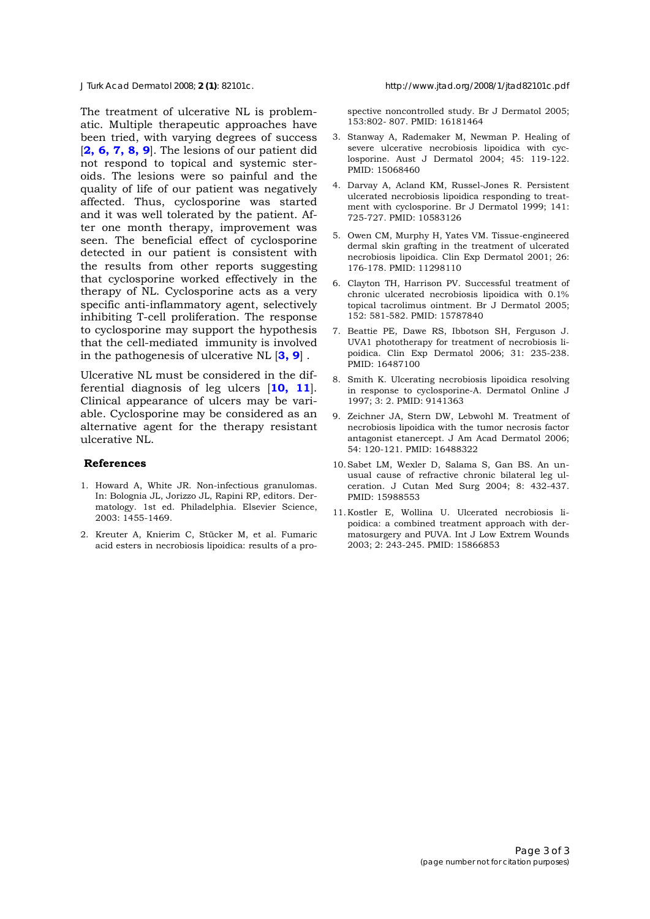The treatment of ulcerative NL is problematic. Multiple therapeutic approaches have been tried, with varying degrees of success [**2, 6, 7, 8, 9**]. The lesions of our patient did not respond to topical and systemic steroids. The lesions were so painful and the quality of life of our patient was negatively affected. Thus, cyclosporine was started and it was well tolerated by the patient. After one month therapy, improvement was seen. The beneficial effect of cyclosporine detected in our patient is consistent with the results from other reports suggesting that cyclosporine worked effectively in the therapy of NL. Cyclosporine acts as a very specific anti-inflammatory agent, selectively inhibiting T-cell proliferation. The response to cyclosporine may support the hypothesis that the cell-mediated immunity is involved in the pathogenesis of ulcerative NL [**3, 9**] .

Ulcerative NL must be considered in the differential diagnosis of leg ulcers [**10, 11**]. Clinical appearance of ulcers may be variable. Cyclosporine may be considered as an alternative agent for the therapy resistant ulcerative NL.

## References

1. Howard A, White JR. Non-infectious granulomas. In: Bolognia JL, Jorizzo JL, Rapini RP, editors. Dermatology. 1st ed. Philadelphia. Elsevier Science, 2003: 1455-1469.
2. Kreuter A, Knierim C, Stücker M, et al. Fumaric acid esters in necrobiosis lipoidica: results of a prospective noncontrolled study. Br J Dermatol 2005; 153:802- 807. PMID: 16181464
3. Stanway A, Rademaker M, Newman P. Healing of severe ulcerative necrobiosis lipoidica with cyclosporine. Aust J Dermatol 2004; 45: 119-122. PMID: 15068460
4. Darvay A, Acland KM, Russel-Jones R. Persistent ulcerated necrobiosis lipoidica responding to treatment with cyclosporine. Br J Dermatol 1999; 141: 725-727. PMID: 10583126
5. Owen CM, Murphy H, Yates VM. Tissue-engineered dermal skin grafting in the treatment of ulcerated necrobiosis lipoidica. Clin Exp Dermatol 2001; 26: 176-178. PMID: 11298110
6. Clayton TH, Harrison PV. Successful treatment of chronic ulcerated necrobiosis lipoidica with 0.1% topical tacrolimus ointment. Br J Dermatol 2005; 152: 581-582. PMID: 15787840
7. Beattie PE, Dawe RS, Ibbotson SH, Ferguson J. UVA1 phototherapy for treatment of necrobiosis lipoidica. Clin Exp Dermatol 2006; 31: 235-238. PMID: 16487100
8. Smith K. Ulcerating necrobiosis lipoidica resolving in response to cyclosporine-A. Dermatol Online J 1997; 3: 2. PMID: 9141363
9. Zeichner JA, Stern DW, Lebwohl M. Treatment of necrobiosis lipoidica with the tumor necrosis factor antagonist etanercept. J Am Acad Dermatol 2006; 54: 120-121. PMID: 16488322
10. Sabet LM, Wexler D, Salama S, Gan BS. An unusual cause of refractive chronic bilateral leg ulceration. J Cutan Med Surg 2004; 8: 432-437. PMID: 15988553
11. Kostler E, Wollina U. Ulcerated necrobiosis lipoidica: a combined treatment approach with dermatosurgery and PUVA. Int J Low Extrem Wounds 2003; 2: 243-245. PMID: 15866853